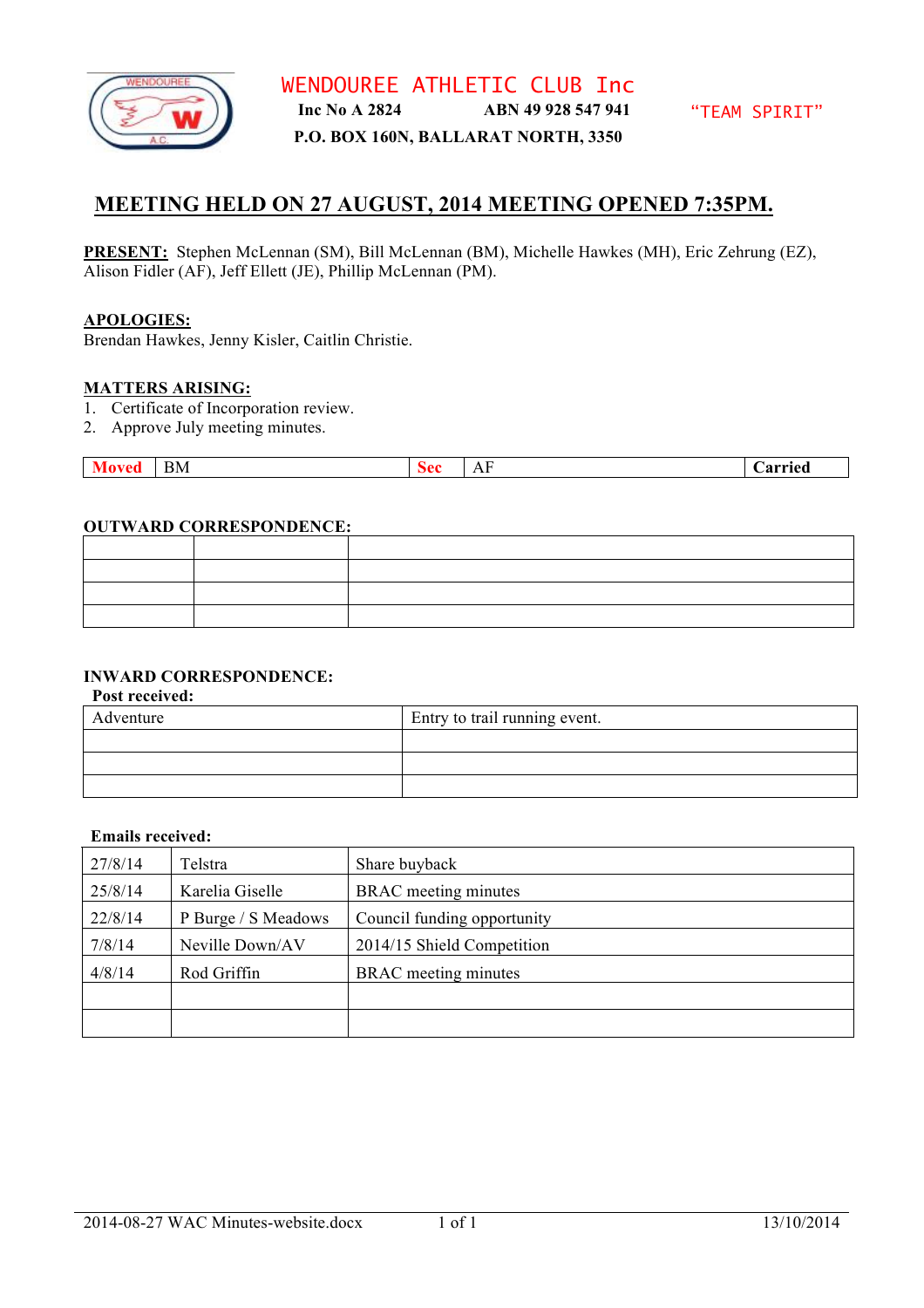# WENDOUREE ATHLETIC CLUB Inc

**Inc No A 2824** **ABN 49 928 547 941** "TEAM SPIRIT"

**P.O. BOX 160N, BALLARAT NORTH, 3350**

## MEETING HELD ON 27 AUGUST, 2014 MEETING OPENED 7:35PM.

**PRESENT:** Stephen McLennan (SM), Bill McLennan (BM), Michelle Hawkes (MH), Eric Zehrung (EZ), Alison Fidler (AF), Jeff Ellett (JE), Phillip McLennan (PM).

**APOLOGIES:**
Brendan Hawkes, Jenny Kisler, Caitlin Christie.

**MATTERS ARISING:**
1. Certificate of Incorporation review.
2. Approve July meeting minutes.

| Moved | BM | Sec | AF | Carried |
|---|---|---|---|---|

**OUTWARD CORRESPONDENCE:**

| | | |
|---|---|---|
| | | |
| | | |
| | | |
| | | |

**INWARD CORRESPONDENCE:**

**Post received:**

| | |
|---|---|
| Adventure | Entry to trail running event. |
| | |
| | |
| | |

**Emails received:**

| | | |
|---|---|---|
| 27/8/14 | Telstra | Share buyback |
| 25/8/14 | Karelia Giselle | BRAC meeting minutes |
| 22/8/14 | P Burge / S Meadows | Council funding opportunity |
| 7/8/14 | Neville Down/AV | 2014/15 Shield Competition |
| 4/8/14 | Rod Griffin | BRAC meeting minutes |
| | | |
| | | |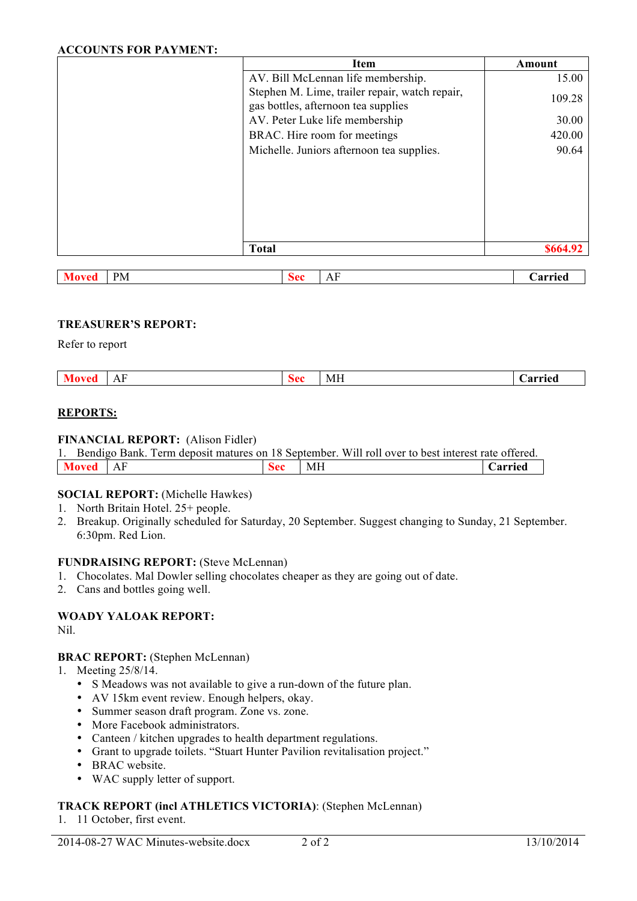**ACCOUNTS FOR PAYMENT:**

| Item | Amount |
|---|---|
| AV. Bill McLennan life membership. | 15.00 |
| Stephen M. Lime, trailer repair, watch repair, gas bottles, afternoon tea supplies | 109.28 |
| AV. Peter Luke life membership | 30.00 |
| BRAC. Hire room for meetings | 420.00 |
| Michelle. Juniors afternoon tea supplies. | 90.64 |
| **Total** | **$664.92** |

| Moved | PM | Sec | AF | Carried |
|---|---|---|---|---|

**TREASURER'S REPORT:**

Refer to report

| Moved | AF | Sec | MH | Carried |
|---|---|---|---|---|

## REPORTS:

**FINANCIAL REPORT:** (Alison Fidler)

1. Bendigo Bank. Term deposit matures on 18 September. Will roll over to best interest rate offered.

| Moved | AF | Sec | MH | Carried |
|---|---|---|---|---|

**SOCIAL REPORT:** (Michelle Hawkes)

1. North Britain Hotel. 25+ people.
2. Breakup. Originally scheduled for Saturday, 20 September. Suggest changing to Sunday, 21 September. 6:30pm. Red Lion.

**FUNDRAISING REPORT:** (Steve McLennan)

1. Chocolates. Mal Dowler selling chocolates cheaper as they are going out of date.
2. Cans and bottles going well.

**WOADY YALOAK REPORT:**

Nil.

**BRAC REPORT:** (Stephen McLennan)

1. Meeting 25/8/14.
   - S Meadows was not available to give a run-down of the future plan.
   - AV 15km event review. Enough helpers, okay.
   - Summer season draft program. Zone vs. zone.
   - More Facebook administrators.
   - Canteen / kitchen upgrades to health department regulations.
   - Grant to upgrade toilets. "Stuart Hunter Pavilion revitalisation project."
   - BRAC website.
   - WAC supply letter of support.

**TRACK REPORT (incl ATHLETICS VICTORIA)**: (Stephen McLennan)

1. 11 October, first event.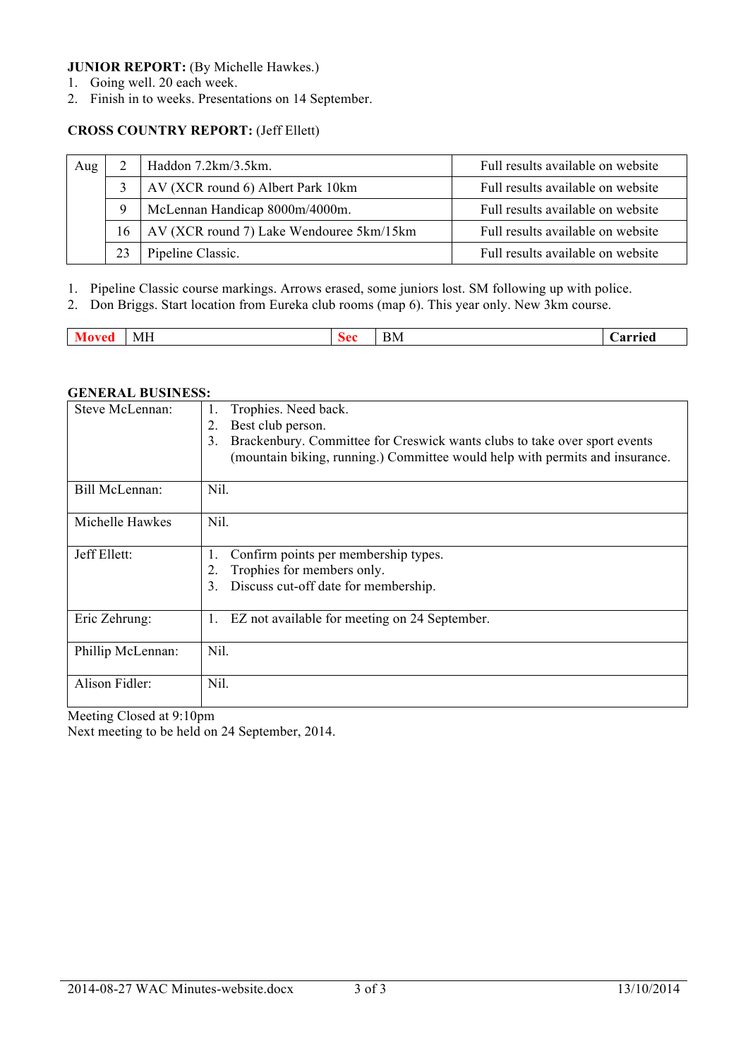**JUNIOR REPORT:** (By Michelle Hawkes.)

1. Going well. 20 each week.
2. Finish in to weeks. Presentations on 14 September.

**CROSS COUNTRY REPORT:** (Jeff Ellett)

| | | | |
|---|---|---|---|
| Aug | 2 | Haddon 7.2km/3.5km. | Full results available on website |
| | 3 | AV (XCR round 6) Albert Park 10km | Full results available on website |
| | 9 | McLennan Handicap 8000m/4000m. | Full results available on website |
| | 16 | AV (XCR round 7) Lake Wendouree 5km/15km | Full results available on website |
| | 23 | Pipeline Classic. | Full results available on website |

1. Pipeline Classic course markings. Arrows erased, some juniors lost. SM following up with police.
2. Don Briggs. Start location from Eureka club rooms (map 6). This year only. New 3km course.

| | | | | |
|---|---|---|---|---|
| **Moved** | MH | **Sec** | BM | **Carried** |

**GENERAL BUSINESS:**

| | |
|---|---|
| Steve McLennan: | 1. Trophies. Need back.<br>2. Best club person.<br>3. Brackenbury. Committee for Creswick wants clubs to take over sport events (mountain biking, running.) Committee would help with permits and insurance. |
| Bill McLennan: | Nil. |
| Michelle Hawkes | Nil. |
| Jeff Ellett: | 1. Confirm points per membership types.<br>2. Trophies for members only.<br>3. Discuss cut-off date for membership. |
| Eric Zehrung: | 1. EZ not available for meeting on 24 September. |
| Phillip McLennan: | Nil. |
| Alison Fidler: | Nil. |

Meeting Closed at 9:10pm

Next meeting to be held on 24 September, 2014.